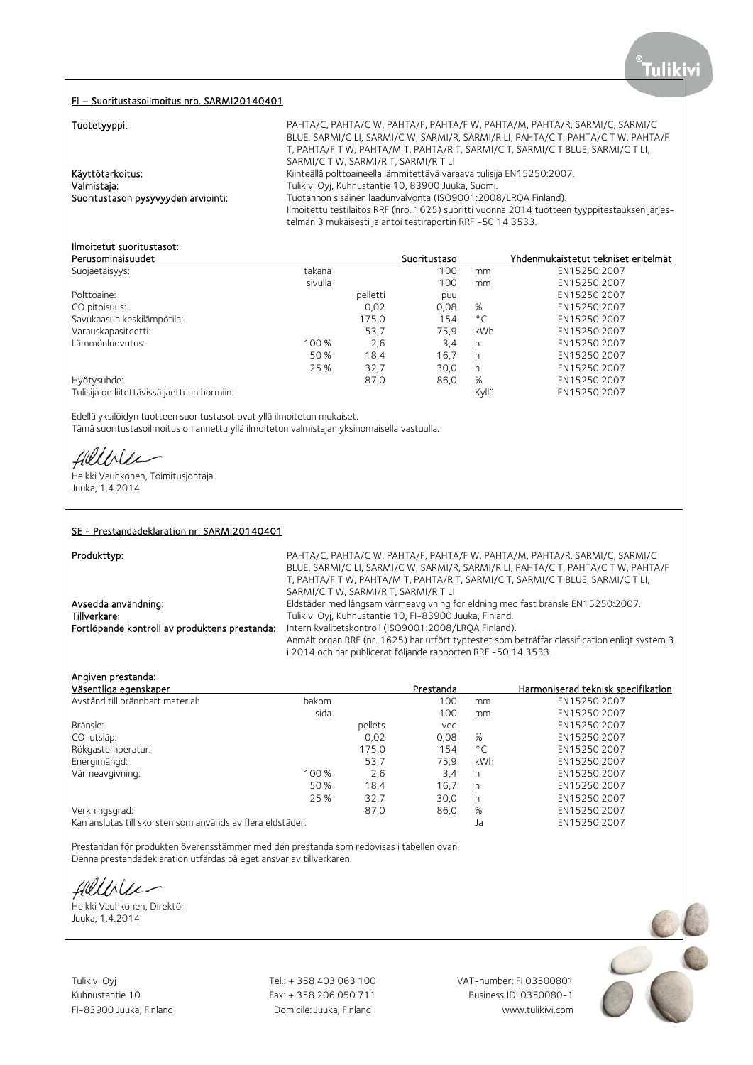## FI – Suoritustasoilmoitus nro. SARMI20140401

**Tuotetyyppi:** PAHTA/C, PAHTA/C W, PAHTA/F, PAHTA/F W, PAHTA/M, PAHTA/R, SARMI/C, SARMI/C BLUE, SARMI/C LI, SARMI/C W, SARMI/R, SARMI/R LI, PAHTA/C T, PAHTA/C T W, PAHTA/F T, PAHTA/F T W, PAHTA/M T, PAHTA/R T, SARMI/C T, SARMI/C T BLUE, SARMI/C T LI, SARMI/C T W, SARMI/R T, SARMI/R T LI

**Käyttötarkoitus:** Kiinteällä polttoaineella lämmitettävä varaava tulisija EN15250:2007.

**Valmistaja:** Tulikivi Oyj, Kuhnustantie 10, 83900 Juuka, Suomi.

**Suoritustason pysyvyyden arviointi:** Tuotannon sisäinen laadunvalvonta (ISO9001:2008/LRQA Finland). Ilmoitettu testilaitos RRF (nro. 1625) suoritti vuonna 2014 tuotteen tyyppitestauksen järjestelmän 3 mukaisesti ja antoi testiraportin RRF -50 14 3533.

**Ilmoitetut suoritustasot:**

| Perusominaisuudet | | | Suoritustaso | | Yhdenmukaistetut tekniset eritelmät |
|---|---|---|---|---|---|
| Suojaetäisyys: | takana | | 100 | mm | EN15250:2007 |
| | sivulla | | 100 | mm | EN15250:2007 |
| Polttoaine: | | pelletti | puu | | EN15250:2007 |
| CO pitoisuus: | | 0,02 | 0,08 | % | EN15250:2007 |
| Savukaasun keskilämpötila: | | 175,0 | 154 | °C | EN15250:2007 |
| Varauskapasiteetti: | | 53,7 | 75,9 | kWh | EN15250:2007 |
| Lämmönluovutus: | 100 % | 2,6 | 3,4 | h | EN15250:2007 |
| | 50 % | 18,4 | 16,7 | h | EN15250:2007 |
| | 25 % | 32,7 | 30,0 | h | EN15250:2007 |
| Hyötysuhde: | | 87,0 | 86,0 | % | EN15250:2007 |
| Tulisija on liitettävissä jaettuun hormiin: | | | | Kyllä | EN15250:2007 |

Edellä yksilöidyn tuotteen suoritustasot ovat yllä ilmoitetun mukaiset.
Tämä suoritustasoilmoitus on annettu yllä ilmoitetun valmistajan yksinomaisella vastuulla.

Heikki Vauhkonen, Toimitusjohtaja
Juuka, 1.4.2014

## SE - Prestandadeklaration nr. SARMI20140401

**Produkttyp:** PAHTA/C, PAHTA/C W, PAHTA/F, PAHTA/F W, PAHTA/M, PAHTA/R, SARMI/C, SARMI/C BLUE, SARMI/C LI, SARMI/C W, SARMI/R, SARMI/R LI, PAHTA/C T, PAHTA/C T W, PAHTA/F T, PAHTA/F T W, PAHTA/M T, PAHTA/R T, SARMI/C T, SARMI/C T BLUE, SARMI/C T LI, SARMI/C T W, SARMI/R T, SARMI/R T LI

**Avsedda användning:** Eldstäder med långsam värmeavgivning för eldning med fast bränsle EN15250:2007.

**Tillverkare:** Tulikivi Oyj, Kuhnustantie 10, FI-83900 Juuka, Finland.

**Fortlöpande kontroll av produktens prestanda:** Intern kvalitetskontroll (ISO9001:2008/LRQA Finland). Anmält organ RRF (nr. 1625) har utfört typtestet som beträffar classification enligt system 3 i 2014 och har publicerat följande rapporten RRF -50 14 3533.

**Angiven prestanda:**

| Väsentliga egenskaper | | | Prestanda | | Harmoniserad teknisk specifikation |
|---|---|---|---|---|---|
| Avstånd till brännbart material: | bakom | | 100 | mm | EN15250:2007 |
| | sida | | 100 | mm | EN15250:2007 |
| Bränsle: | | pellets | ved | | EN15250:2007 |
| CO-utsläp: | | 0,02 | 0,08 | % | EN15250:2007 |
| Rökgastemperatur: | | 175,0 | 154 | °C | EN15250:2007 |
| Energimängd: | | 53,7 | 75,9 | kWh | EN15250:2007 |
| Värmeavgivning: | 100 % | 2,6 | 3,4 | h | EN15250:2007 |
| | 50 % | 18,4 | 16,7 | h | EN15250:2007 |
| | 25 % | 32,7 | 30,0 | h | EN15250:2007 |
| Verkningsgrad: | | 87,0 | 86,0 | % | EN15250:2007 |
| Kan anslutas till skorsten som används av flera eldstäder: | | | | Ja | EN15250:2007 |

Prestandan för produkten överensstämmer med den prestanda som redovisas i tabellen ovan.
Denna prestandadeklaration utfärdas på eget ansvar av tillverkaren.

Heikki Vauhkonen, Direktör
Juuka, 1.4.2014

Tulikivi Oyj
Kuhnustantie 10
FI-83900 Juuka, Finland

Tel.: + 358 403 063 100
Fax: + 358 206 050 711
Domicile: Juuka, Finland

VAT-number: FI 03500801
Business ID: 0350080-1
www.tulikivi.com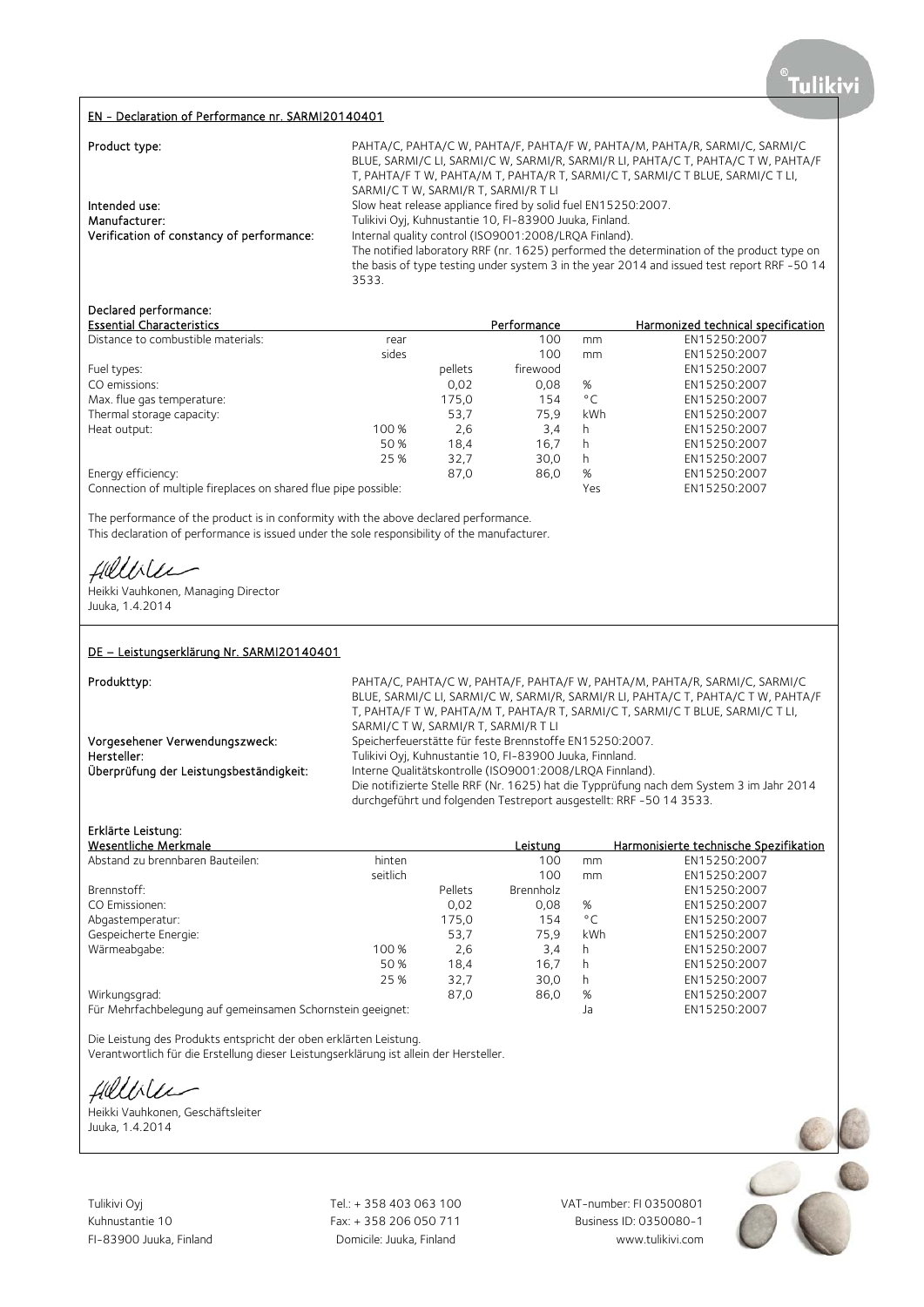## EN - Declaration of Performance nr. SARMI20140401

**Product type:** PAHTA/C, PAHTA/C W, PAHTA/F, PAHTA/F W, PAHTA/M, PAHTA/R, SARMI/C, SARMI/C BLUE, SARMI/C LI, SARMI/C W, SARMI/R, SARMI/R LI, PAHTA/C T, PAHTA/C T W, PAHTA/F T, PAHTA/F T W, PAHTA/M T, PAHTA/R T, SARMI/C T, SARMI/C T BLUE, SARMI/C T LI, SARMI/C T W, SARMI/R T, SARMI/R T LI

**Intended use:** Slow heat release appliance fired by solid fuel EN15250:2007.

**Manufacturer:** Tulikivi Oyj, Kuhnustantie 10, FI-83900 Juuka, Finland.

**Verification of constancy of performance:** Internal quality control (ISO9001:2008/LRQA Finland).
The notified laboratory RRF (nr. 1625) performed the determination of the product type on the basis of type testing under system 3 in the year 2014 and issued test report RRF -50 14 3533.

**Declared performance:**

| Essential Characteristics | | | Performance | | Harmonized technical specification |
|---|---|---|---|---|---|
| Distance to combustible materials: | rear | | 100 | mm | EN15250:2007 |
| | sides | | 100 | mm | EN15250:2007 |
| Fuel types: | | pellets | firewood | | EN15250:2007 |
| CO emissions: | | 0,02 | 0,08 | % | EN15250:2007 |
| Max. flue gas temperature: | | 175,0 | 154 | °C | EN15250:2007 |
| Thermal storage capacity: | | 53,7 | 75,9 | kWh | EN15250:2007 |
| Heat output: | 100 % | 2,6 | 3,4 | h | EN15250:2007 |
| | 50 % | 18,4 | 16,7 | h | EN15250:2007 |
| | 25 % | 32,7 | 30,0 | h | EN15250:2007 |
| Energy efficiency: | | 87,0 | 86,0 | % | EN15250:2007 |
| Connection of multiple fireplaces on shared flue pipe possible: | | | | Yes | EN15250:2007 |

The performance of the product is in conformity with the above declared performance.
This declaration of performance is issued under the sole responsibility of the manufacturer.

Heikki Vauhkonen, Managing Director
Juuka, 1.4.2014

## DE – Leistungserklärung Nr. SARMI20140401

**Produkttyp:** PAHTA/C, PAHTA/C W, PAHTA/F, PAHTA/F W, PAHTA/M, PAHTA/R, SARMI/C, SARMI/C BLUE, SARMI/C LI, SARMI/C W, SARMI/R, SARMI/R LI, PAHTA/C T, PAHTA/C T W, PAHTA/F T, PAHTA/F T W, PAHTA/M T, PAHTA/R T, SARMI/C T, SARMI/C T BLUE, SARMI/C T LI, SARMI/C T W, SARMI/R T, SARMI/R T LI

**Vorgesehener Verwendungszweck:** Speicherfeuerstätte für feste Brennstoffe EN15250:2007.

**Hersteller:** Tulikivi Oyj, Kuhnustantie 10, FI-83900 Juuka, Finnland.

**Überprüfung der Leistungsbeständigkeit:** Interne Qualitätskontrolle (ISO9001:2008/LRQA Finnland).
Die notifizierte Stelle RRF (Nr. 1625) hat die Typprüfung nach dem System 3 im Jahr 2014 durchgeführt und folgenden Testreport ausgestellt: RRF -50 14 3533.

**Erklärte Leistung:**

| Wesentliche Merkmale | | | Leistung | | Harmonisierte technische Spezifikation |
|---|---|---|---|---|---|
| Abstand zu brennbaren Bauteilen: | hinten | | 100 | mm | EN15250:2007 |
| | seitlich | | 100 | mm | EN15250:2007 |
| Brennstoff: | | Pellets | Brennholz | | EN15250:2007 |
| CO Emissionen: | | 0,02 | 0,08 | % | EN15250:2007 |
| Abgastemperatur: | | 175,0 | 154 | °C | EN15250:2007 |
| Gespeicherte Energie: | | 53,7 | 75,9 | kWh | EN15250:2007 |
| Wärmeabgabe: | 100 % | 2,6 | 3,4 | h | EN15250:2007 |
| | 50 % | 18,4 | 16,7 | h | EN15250:2007 |
| | 25 % | 32,7 | 30,0 | h | EN15250:2007 |
| Wirkungsgrad: | | 87,0 | 86,0 | % | EN15250:2007 |
| Für Mehrfachbelegung auf gemeinsamen Schornstein geeignet: | | | | Ja | EN15250:2007 |

Die Leistung des Produkts entspricht der oben erklärten Leistung.
Verantwortlich für die Erstellung dieser Leistungserklärung ist allein der Hersteller.

Heikki Vauhkonen, Geschäftsleiter
Juuka, 1.4.2014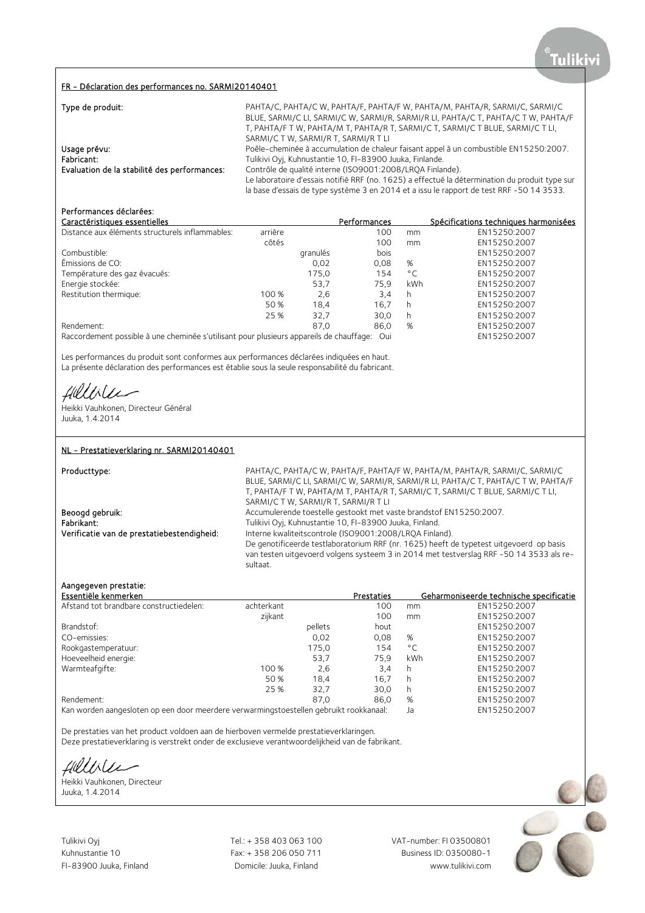## FR - Déclaration des performances no. SARMI20140401

**Type de produit:** PAHTA/C, PAHTA/C W, PAHTA/F, PAHTA/F W, PAHTA/M, PAHTA/R, SARMI/C, SARMI/C BLUE, SARMI/C LI, SARMI/C W, SARMI/R, SARMI/R LI, PAHTA/C T, PAHTA/C T W, PAHTA/F T, PAHTA/F T W, PAHTA/M T, PAHTA/R T, SARMI/C T, SARMI/C T BLUE, SARMI/C T LI, SARMI/C T W, SARMI/R T, SARMI/R T LI

**Usage prévu:** Poêle-cheminée à accumulation de chaleur faisant appel à un combustible EN15250:2007.

**Fabricant:** Tulikivi Oyj, Kuhnustantie 10, FI-83900 Juuka, Finlande.

**Evaluation de la stabilité des performances:** Contrôle de qualité interne (ISO9001:2008/LRQA Finlande).
Le laboratoire d'essais notifié RRF (no. 1625) a effectué la détermination du produit type sur la base d'essais de type système 3 en 2014 et a issu le rapport de test RRF -50 14 3533.

**Performances déclarées:**

| Caractéristiques essentielles | | | Performances | | Spécifications techniques harmonisées |
|---|---|---|---|---|---|
| Distance aux éléments structurels inflammables: | arrière | | 100 | mm | EN15250:2007 |
| | côtés | | 100 | mm | EN15250:2007 |
| Combustible: | | granulés | bois | | EN15250:2007 |
| Émissions de CO: | | 0,02 | 0,08 | % | EN15250:2007 |
| Température des gaz évacués: | | 175,0 | 154 | °C | EN15250:2007 |
| Energie stockée: | | 53,7 | 75,9 | kWh | EN15250:2007 |
| Restitution thermique: | 100 % | 2,6 | 3,4 | h | EN15250:2007 |
| | 50 % | 18,4 | 16,7 | h | EN15250:2007 |
| | 25 % | 32,7 | 30,0 | h | EN15250:2007 |
| Rendement: | | 87,0 | 86,0 | % | EN15250:2007 |
| Raccordement possible à une cheminée s'utilisant pour plusieurs appareils de chauffage: | | | | Oui | EN15250:2007 |

Les performances du produit sont conformes aux performances déclarées indiquées en haut.
La présente déclaration des performances est établie sous la seule responsabilité du fabricant.

Heikki Vauhkonen, Directeur Général
Juuka, 1.4.2014

## NL - Prestatieverklaring nr. SARMI20140401

**Producttype:** PAHTA/C, PAHTA/C W, PAHTA/F, PAHTA/F W, PAHTA/M, PAHTA/R, SARMI/C, SARMI/C BLUE, SARMI/C LI, SARMI/C W, SARMI/R, SARMI/R LI, PAHTA/C T, PAHTA/C T W, PAHTA/F T, PAHTA/F T W, PAHTA/M T, PAHTA/R T, SARMI/C T, SARMI/C T BLUE, SARMI/C T LI, SARMI/C T W, SARMI/R T, SARMI/R T LI

**Beoogd gebruik:** Accumulerende toestelle gestookt met vaste brandstof EN15250:2007.

**Fabrikant:** Tulikivi Oyj, Kuhnustantie 10, FI-83900 Juuka, Finland.

**Verificatie van de prestatiebestendigheid:** Interne kwaliteitscontrole (ISO9001:2008/LRQA Finland).
De genotificeerde testlaboratorium RRF (nr. 1625) heeft de typetest uitgevoerd op basis van testen uitgevoerd volgens systeem 3 in 2014 met testverslag RRF -50 14 3533 als resultaat.

**Aangegeven prestatie:**

| Essentiële kenmerken | | | Prestaties | | Geharmoniseerde technische specificatie |
|---|---|---|---|---|---|
| Afstand tot brandbare constructiedelen: | achterkant | | 100 | mm | EN15250:2007 |
| | zijkant | | 100 | mm | EN15250:2007 |
| Brandstof: | | pellets | hout | | EN15250:2007 |
| CO-emissies: | | 0,02 | 0,08 | % | EN15250:2007 |
| Rookgastemperatuur: | | 175,0 | 154 | °C | EN15250:2007 |
| Hoeveelheid energie: | | 53,7 | 75,9 | kWh | EN15250:2007 |
| Warmteafgifte: | 100 % | 2,6 | 3,4 | h | EN15250:2007 |
| | 50 % | 18,4 | 16,7 | h | EN15250:2007 |
| | 25 % | 32,7 | 30,0 | h | EN15250:2007 |
| Rendement: | | 87,0 | 86,0 | % | EN15250:2007 |
| Kan worden aangesloten op een door meerdere verwarmingstoestellen gebruikt rookkanaal: | | | | Ja | EN15250:2007 |

De prestaties van het product voldoen aan de hierboven vermelde prestatieverklaringen.
Deze prestatieverklaring is verstrekt onder de exclusieve verantwoordelijkheid van de fabrikant.

Heikki Vauhkonen, Directeur
Juuka, 1.4.2014

Tulikivi Oyj
Kuhnustantie 10
FI-83900 Juuka, Finland

Tel.: + 358 403 063 100
Fax: + 358 206 050 711
Domicile: Juuka, Finland

VAT-number: FI 03500801
Business ID: 0350080-1
www.tulikivi.com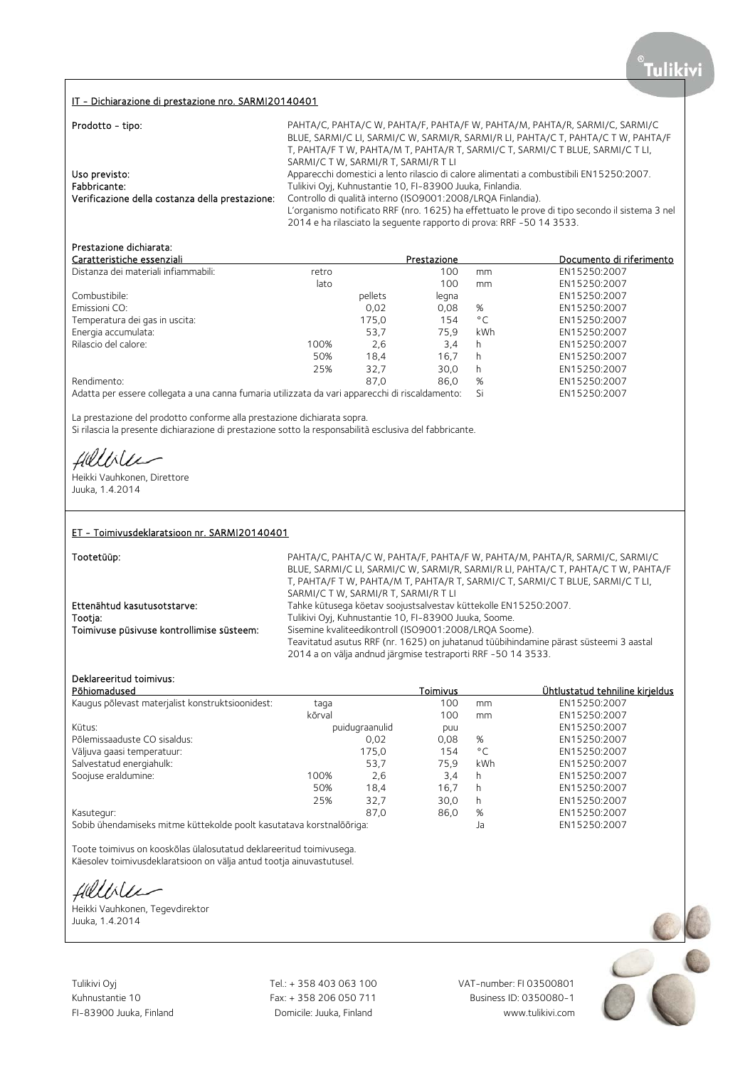## IT - Dichiarazione di prestazione nro. SARMI20140401

**Prodotto - tipo:** PAHTA/C, PAHTA/C W, PAHTA/F, PAHTA/F W, PAHTA/M, PAHTA/R, SARMI/C, SARMI/C BLUE, SARMI/C LI, SARMI/C W, SARMI/R, SARMI/R LI, PAHTA/C T, PAHTA/C T W, PAHTA/F T, PAHTA/F T W, PAHTA/M T, PAHTA/R T, SARMI/C T, SARMI/C T BLUE, SARMI/C T LI, SARMI/C T W, SARMI/R T, SARMI/R T LI

**Uso previsto:** Apparecchi domestici a lento rilascio di calore alimentati a combustibili EN15250:2007.

**Fabbricante:** Tulikivi Oyj, Kuhnustantie 10, FI-83900 Juuka, Finlandia.

**Verificazione della costanza della prestazione:** Controllo di qualità interno (ISO9001:2008/LRQA Finlandia). L'organismo notificato RRF (nro. 1625) ha effettuato le prove di tipo secondo il sistema 3 nel 2014 e ha rilasciato la seguente rapporto di prova: RRF -50 14 3533.

Prestazione dichiarata:

| Caratteristiche essenziali | | | Prestazione | | Documento di riferimento |
|---|---|---|---|---|---|
| Distanza dei materiali infiammabili: | retro | | 100 | mm | EN15250:2007 |
| | lato | | 100 | mm | EN15250:2007 |
| Combustibile: | | pellets | legna | | EN15250:2007 |
| Emissioni CO: | | 0,02 | 0,08 | % | EN15250:2007 |
| Temperatura dei gas in uscita: | | 175,0 | 154 | °C | EN15250:2007 |
| Energia accumulata: | | 53,7 | 75,9 | kWh | EN15250:2007 |
| Rilascio del calore: | 100% | 2,6 | 3,4 | h | EN15250:2007 |
| | 50% | 18,4 | 16,7 | h | EN15250:2007 |
| | 25% | 32,7 | 30,0 | h | EN15250:2007 |
| Rendimento: | | 87,0 | 86,0 | % | EN15250:2007 |
| Adatta per essere collegata a una canna fumaria utilizzata da vari apparecchi di riscaldamento: | | | | Si | EN15250:2007 |

La prestazione del prodotto conforme alla prestazione dichiarata sopra.
Si rilascia la presente dichiarazione di prestazione sotto la responsabilità esclusiva del fabbricante.

Heikki Vauhkonen, Direttore
Juuka, 1.4.2014

## ET - Toimivusdeklaratsioon nr. SARMI20140401

**Tootetüüp:** PAHTA/C, PAHTA/C W, PAHTA/F, PAHTA/F W, PAHTA/M, PAHTA/R, SARMI/C, SARMI/C BLUE, SARMI/C LI, SARMI/C W, SARMI/R, SARMI/R LI, PAHTA/C T, PAHTA/C T W, PAHTA/F T, PAHTA/F T W, PAHTA/M T, PAHTA/R T, SARMI/C T, SARMI/C T BLUE, SARMI/C T LI, SARMI/C T W, SARMI/R T, SARMI/R T LI

**Ettenähtud kasutusotstarve:** Tahke kütusega köetav soojustsalvestav küttekolle EN15250:2007.

**Tootja:** Tulikivi Oyj, Kuhnustantie 10, FI-83900 Juuka, Soome.

**Toimivuse püsivuse kontrollimise süsteem:** Sisemine kvaliteedikontroll (ISO9001:2008/LRQA Soome). Teavitatud asutus RRF (nr. 1625) on juhatanud tüübihindamine pärast süsteemi 3 aastal 2014 a on välja andnud järgmise testraporti RRF -50 14 3533.

Deklareeritud toimivus:

| Põhiomadused | | | Toimivus | | Ühtlustatud tehniline kirjeldus |
|---|---|---|---|---|---|
| Kaugus põlevast materjalist konstruktsioonidest: | taga | | 100 | mm | EN15250:2007 |
| | kõrval | | 100 | mm | EN15250:2007 |
| Kütus: | | puidugraanulid | puu | | EN15250:2007 |
| Põlemissaaduste CO sisaldus: | | 0,02 | 0,08 | % | EN15250:2007 |
| Väljuva gaasi temperatuur: | | 175,0 | 154 | °C | EN15250:2007 |
| Salvestatud energiahulk: | | 53,7 | 75,9 | kWh | EN15250:2007 |
| Soojuse eraldumine: | 100% | 2,6 | 3,4 | h | EN15250:2007 |
| | 50% | 18,4 | 16,7 | h | EN15250:2007 |
| | 25% | 32,7 | 30,0 | h | EN15250:2007 |
| Kasutegur: | | 87,0 | 86,0 | % | EN15250:2007 |
| Sobib ühendamiseks mitme küttekolde poolt kasutatava korstnalõõriga: | | | | Ja | EN15250:2007 |

Toote toimivus on kooskõlas ülalosutatud deklareeritud toimivusega.
Käesolev toimivusdeklaratsioon on välja antud tootja ainuvastutusel.

Heikki Vauhkonen, Tegevdirektor
Juuka, 1.4.2014

Tulikivi Oyj
Kuhnustantie 10
FI-83900 Juuka, Finland

Tel.: + 358 403 063 100
Fax: + 358 206 050 711
Domicile: Juuka, Finland

VAT-number: FI 03500801
Business ID: 0350080-1
www.tulikivi.com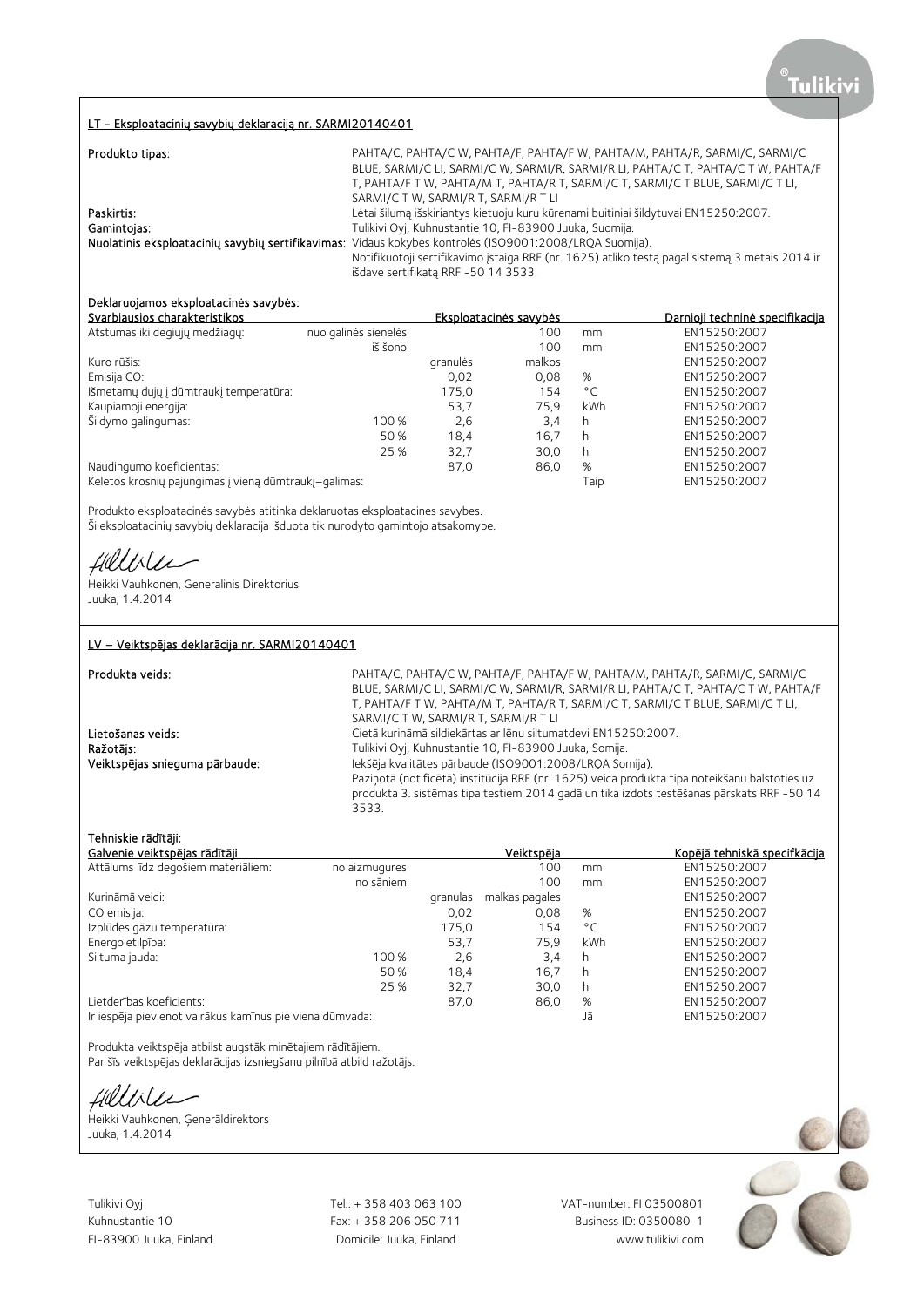## LT - Eksploatacinių savybių deklaraciją nr. SARMI20140401

**Produkto tipas:** PAHTA/C, PAHTA/C W, PAHTA/F, PAHTA/F W, PAHTA/M, PAHTA/R, SARMI/C, SARMI/C BLUE, SARMI/C LI, SARMI/C W, SARMI/R, SARMI/R LI, PAHTA/C T, PAHTA/C T W, PAHTA/F T, PAHTA/F T W, PAHTA/M T, PAHTA/R T, SARMI/C T, SARMI/C T BLUE, SARMI/C T LI, SARMI/C T W, SARMI/R T, SARMI/R T LI

**Paskirtis:** Lėtai šilumą išskiriantys kietuoju kuru kūrenami buitiniai šildytuvai EN15250:2007.

**Gamintojas:** Tulikivi Oyj, Kuhnustantie 10, FI-83900 Juuka, Suomija.

**Nuolatinis eksploatacinių savybių sertifikavimas:** Vidaus kokybės kontrolės (ISO9001:2008/LRQA Suomija). Notifikuotoji sertifikavimo įstaiga RRF (nr. 1625) atliko testą pagal sistemą 3 metais 2014 ir išdavė sertifikatą RRF -50 14 3533.

**Deklaruojamos eksploatacinės savybės:**

| Svarbiausios charakteristikos | | Eksploatacinės savybės | | | Darnioji techninė specifikacija |
|---|---|---|---|---|---|
| Atstumas iki degiųjų medžiagų: | nuo galinės sienelės | | 100 | mm | EN15250:2007 |
| | iš šono | | 100 | mm | EN15250:2007 |
| Kuro rūšis: | | granulės | malkos | | EN15250:2007 |
| Emisija CO: | | 0,02 | 0,08 | % | EN15250:2007 |
| Išmetamų dujų į dūmtraukį temperatūra: | | 175,0 | 154 | °C | EN15250:2007 |
| Kaupiamoji energija: | | 53,7 | 75,9 | kWh | EN15250:2007 |
| Šildymo galingumas: | 100 % | 2,6 | 3,4 | h | EN15250:2007 |
| | 50 % | 18,4 | 16,7 | h | EN15250:2007 |
| | 25 % | 32,7 | 30,0 | h | EN15250:2007 |
| Naudingumo koeficientas: | | 87,0 | 86,0 | % | EN15250:2007 |
| Keletos krosnių pajungimas į vieną dūmtraukį–galimas: | | | | Taip | EN15250:2007 |

Produkto eksploatacinės savybės atitinka deklaruotas eksploatacines savybes.
Ši eksploatacinių savybių deklaracija išduota tik nurodyto gamintojo atsakomybe.

Heikki Vauhkonen, Generalinis Direktorius
Juuka, 1.4.2014

## LV – Veiktspējas deklarācija nr. SARMI20140401

**Produkta veids:** PAHTA/C, PAHTA/C W, PAHTA/F, PAHTA/F W, PAHTA/M, PAHTA/R, SARMI/C, SARMI/C BLUE, SARMI/C LI, SARMI/C W, SARMI/R, SARMI/R LI, PAHTA/C T, PAHTA/C T W, PAHTA/F T, PAHTA/F T W, PAHTA/M T, PAHTA/R T, SARMI/C T, SARMI/C T BLUE, SARMI/C T LI, SARMI/C T W, SARMI/R T, SARMI/R T LI

**Lietošanas veids:** Cietā kurināmā sildiekārtas ar lēnu siltumatdevi EN15250:2007.

**Ražotājs:** Tulikivi Oyj, Kuhnustantie 10, FI-83900 Juuka, Somija.

**Veiktspējas snieguma pārbaude:** Iekšēja kvalitātes pārbaude (ISO9001:2008/LRQA Somija). Paziņotā (notificētā) institūcija RRF (nr. 1625) veica produkta tipa noteikšanu balstoties uz produkta 3. sistēmas tipa testiem 2014 gadā un tika izdots testēšanas pārskats RRF -50 14 3533.

**Tehniskie rādītāji:**

| Galvenie veiktspējas rādītāji | | Veiktspēja | | | Kopējā tehniskā specifkācija |
|---|---|---|---|---|---|
| Attālums līdz degošiem materiāliem: | no aizmugures | | 100 | mm | EN15250:2007 |
| | no sāniem | | 100 | mm | EN15250:2007 |
| Kurināmā veidi: | | granulas | malkas pagales | | EN15250:2007 |
| CO emisija: | | 0,02 | 0,08 | % | EN15250:2007 |
| Izplūdes gāzu temperatūra: | | 175,0 | 154 | °C | EN15250:2007 |
| Energoietilpība: | | 53,7 | 75,9 | kWh | EN15250:2007 |
| Siltuma jauda: | 100 % | 2,6 | 3,4 | h | EN15250:2007 |
| | 50 % | 18,4 | 16,7 | h | EN15250:2007 |
| | 25 % | 32,7 | 30,0 | h | EN15250:2007 |
| Lietderības koeficients: | | 87,0 | 86,0 | % | EN15250:2007 |
| Ir iespēja pievienot vairākus kamīnus pie viena dūmvada: | | | | Jā | EN15250:2007 |

Produkta veiktspēja atbilst augstāk minētajiem rādītājiem.
Par šīs veiktspējas deklarācijas izsniegšanu pilnībā atbild ražotājs.

Heikki Vauhkonen, Ģenerāldirektors
Juuka, 1.4.2014

Tulikivi Oyj
Kuhnustantie 10
FI-83900 Juuka, Finland

Tel.: + 358 403 063 100
Fax: + 358 206 050 711
Domicile: Juuka, Finland

VAT-number: FI 03500801
Business ID: 0350080-1
www.tulikivi.com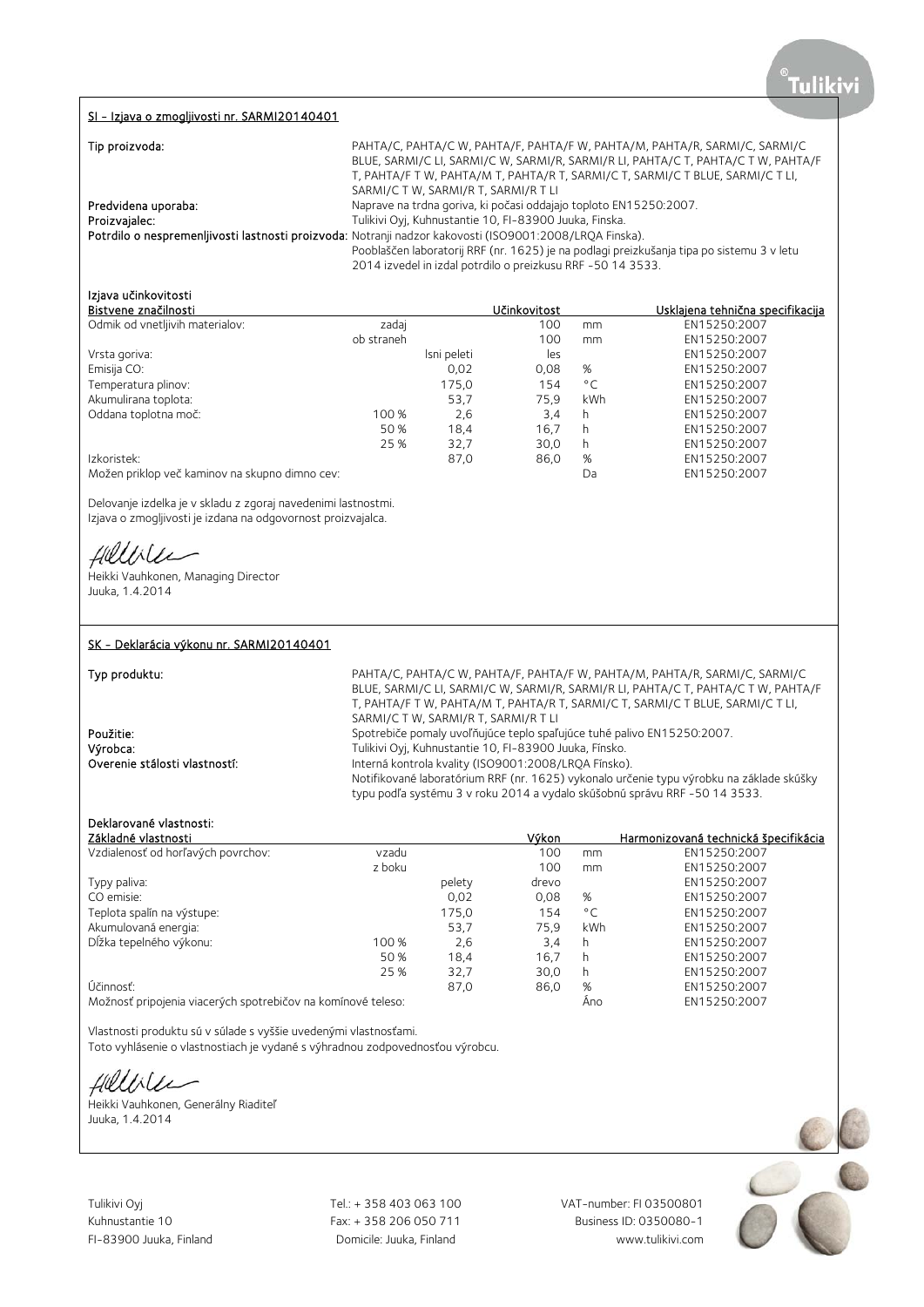## SI - Izjava o zmogljivosti nr. SARMI20140401

**Tip proizvoda:** PAHTA/C, PAHTA/C W, PAHTA/F, PAHTA/F W, PAHTA/M, PAHTA/R, SARMI/C, SARMI/C BLUE, SARMI/C LI, SARMI/C W, SARMI/R, SARMI/R LI, PAHTA/C T, PAHTA/C T W, PAHTA/F T, PAHTA/F T W, PAHTA/M T, PAHTA/R T, SARMI/C T, SARMI/C T BLUE, SARMI/C T LI, SARMI/C T W, SARMI/R T, SARMI/R T LI

**Predvidena uporaba:** Naprave na trdna goriva, ki počasi oddajajo toploto EN15250:2007.

**Proizvajalec:** Tulikivi Oyj, Kuhnustantie 10, FI-83900 Juuka, Finska.

**Potrdilo o nespremenljivosti lastnosti proizvoda:** Notranji nadzor kakovosti (ISO9001:2008/LRQA Finska).
Pooblaščen laboratorij RRF (nr. 1625) je na podlagi preizkušanja tipa po sistemu 3 v letu 2014 izvedel in izdal potrdilo o preizkusu RRF -50 14 3533.

**Izjava učinkovitosti**

| Bistvene značilnosti | | | Učinkovitost | | Usklajena tehnična specifikacija |
|---|---|---|---|---|---|
| Odmik od vnetljivih materialov: | zadaj | | 100 | mm | EN15250:2007 |
| | ob straneh | | 100 | mm | EN15250:2007 |
| Vrsta goriva: | | lsni peleti | les | | EN15250:2007 |
| Emisija CO: | | 0,02 | 0,08 | % | EN15250:2007 |
| Temperatura plinov: | | 175,0 | 154 | °C | EN15250:2007 |
| Akumulirana toplota: | | 53,7 | 75,9 | kWh | EN15250:2007 |
| Oddana toplotna moč: | 100 % | 2,6 | 3,4 | h | EN15250:2007 |
| | 50 % | 18,4 | 16,7 | h | EN15250:2007 |
| | 25 % | 32,7 | 30,0 | h | EN15250:2007 |
| Izkoristek: | | 87,0 | 86,0 | % | EN15250:2007 |
| Možen priklop več kaminov na skupno dimno cev: | | | | Da | EN15250:2007 |

Delovanje izdelka je v skladu z zgoraj navedenimi lastnostmi.
Izjava o zmogljivosti je izdana na odgovornost proizvajalca.

Heikki Vauhkonen, Managing Director
Juuka, 1.4.2014

## SK - Deklarácia výkonu nr. SARMI20140401

**Typ produktu:** PAHTA/C, PAHTA/C W, PAHTA/F, PAHTA/F W, PAHTA/M, PAHTA/R, SARMI/C, SARMI/C BLUE, SARMI/C LI, SARMI/C W, SARMI/R, SARMI/R LI, PAHTA/C T, PAHTA/C T W, PAHTA/F T, PAHTA/F T W, PAHTA/M T, PAHTA/R T, SARMI/C T, SARMI/C T BLUE, SARMI/C T LI, SARMI/C T W, SARMI/R T, SARMI/R T LI

**Použitie:** Spotrebiče pomaly uvoľňujúce teplo spaľujúce tuhé palivo EN15250:2007.

**Výrobca:** Tulikivi Oyj, Kuhnustantie 10, FI-83900 Juuka, Fínsko.

**Overenie stálosti vlastností:** Interná kontrola kvality (ISO9001:2008/LRQA Fínsko).
Notifikované laboratórium RRF (nr. 1625) vykonalo určenie typu výrobku na základe skúšky typu podľa systému 3 v roku 2014 a vydalo skúšobnú správu RRF -50 14 3533.

**Deklarované vlastnosti:**

| Základné vlastnosti | | | Výkon | | Harmonizovaná technická špecifikácia |
|---|---|---|---|---|---|
| Vzdialenosť od horľavých povrchov: | vzadu | | 100 | mm | EN15250:2007 |
| | z boku | | 100 | mm | EN15250:2007 |
| Typy paliva: | | pelety | drevo | | EN15250:2007 |
| CO emisie: | | 0,02 | 0,08 | % | EN15250:2007 |
| Teplota spalín na výstupe: | | 175,0 | 154 | °C | EN15250:2007 |
| Akumulovaná energia: | | 53,7 | 75,9 | kWh | EN15250:2007 |
| Dĺžka tepelného výkonu: | 100 % | 2,6 | 3,4 | h | EN15250:2007 |
| | 50 % | 18,4 | 16,7 | h | EN15250:2007 |
| | 25 % | 32,7 | 30,0 | h | EN15250:2007 |
| Účinnosť: | | 87,0 | 86,0 | % | EN15250:2007 |
| Možnosť pripojenia viacerých spotrebičov na komínové teleso: | | | | Áno | EN15250:2007 |

Vlastnosti produktu sú v súlade s vyššie uvedenými vlastnosťami.
Toto vyhlásenie o vlastnostiach je vydané s výhradnou zodpovednosťou výrobcu.

Heikki Vauhkonen, Generálny Riaditeľ
Juuka, 1.4.2014

Tulikivi Oyj
Kuhnustantie 10
FI-83900 Juuka, Finland

Tel.: + 358 403 063 100
Fax: + 358 206 050 711
Domicile: Juuka, Finland

VAT-number: FI 03500801
Business ID: 0350080-1
www.tulikivi.com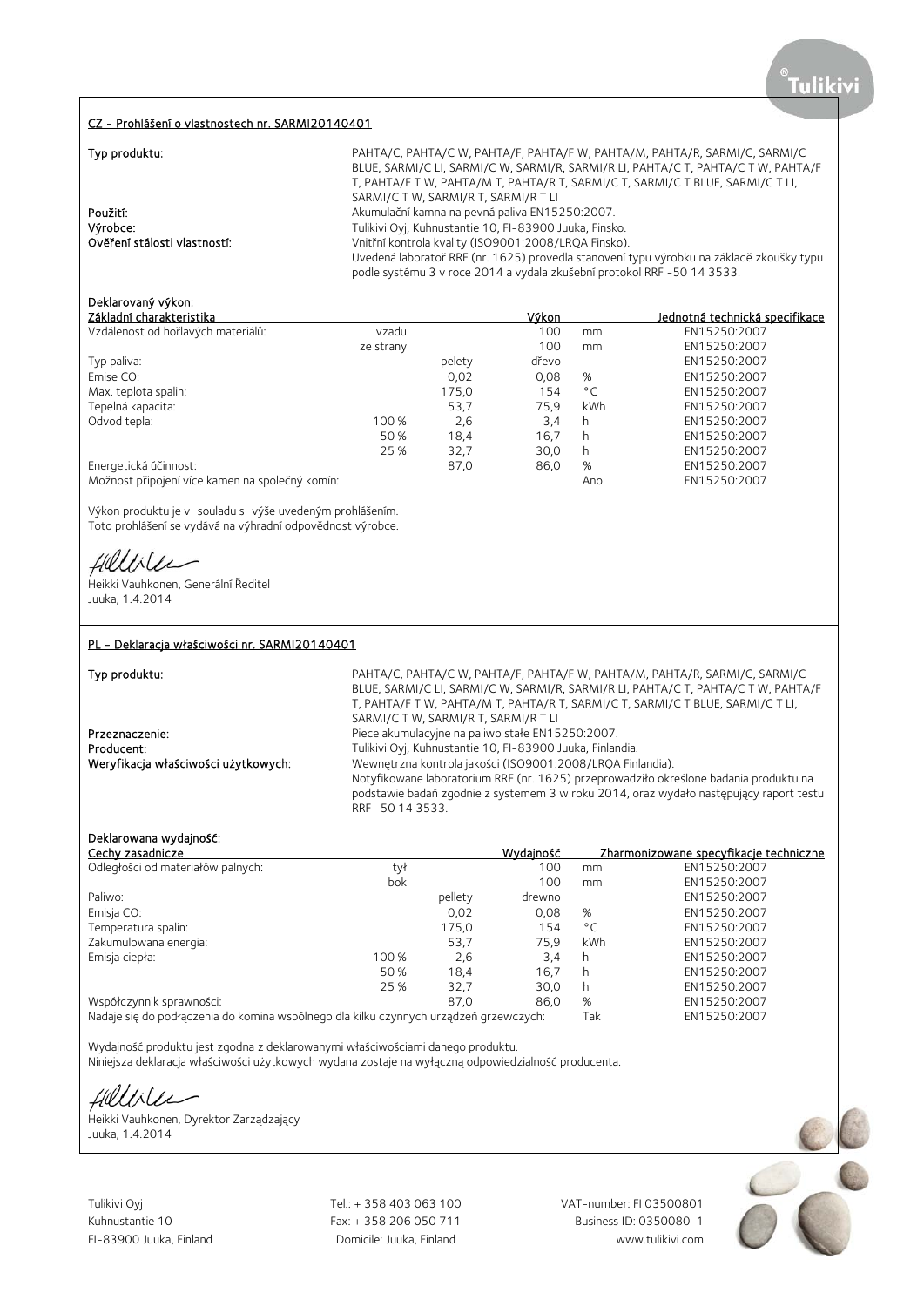## CZ - Prohlášení o vlastnostech nr. SARMI20140401

**Typ produktu:** PAHTA/C, PAHTA/C W, PAHTA/F, PAHTA/F W, PAHTA/M, PAHTA/R, SARMI/C, SARMI/C BLUE, SARMI/C LI, SARMI/C W, SARMI/R, SARMI/R LI, PAHTA/C T, PAHTA/C T W, PAHTA/F T, PAHTA/F T W, PAHTA/M T, PAHTA/R T, SARMI/C T, SARMI/C T BLUE, SARMI/C T LI, SARMI/C T W, SARMI/R T, SARMI/R T LI

**Použití:** Akumulační kamna na pevná paliva EN15250:2007.

**Výrobce:** Tulikivi Oyj, Kuhnustantie 10, FI-83900 Juuka, Finsko.

**Ověření stálosti vlastností:** Vnitřní kontrola kvality (ISO9001:2008/LRQA Finsko).
Uvedená laboratoř RRF (nr. 1625) provedla stanovení typu výrobku na základě zkoušky typu podle systému 3 v roce 2014 a vydala zkušební protokol RRF -50 14 3533.

**Deklarovaný výkon:**

| Základní charakteristika | | | Výkon | | Jednotná technická specifikace |
|---|---|---|---|---|---|
| Vzdálenost od hořlavých materiálů: | vzadu | | 100 | mm | EN15250:2007 |
| | ze strany | | 100 | mm | EN15250:2007 |
| Typ paliva: | | pelety | dřevo | | EN15250:2007 |
| Emise CO: | | 0,02 | 0,08 | % | EN15250:2007 |
| Max. teplota spalin: | | 175,0 | 154 | °C | EN15250:2007 |
| Tepelná kapacita: | | 53,7 | 75,9 | kWh | EN15250:2007 |
| Odvod tepla: | 100 % | 2,6 | 3,4 | h | EN15250:2007 |
| | 50 % | 18,4 | 16,7 | h | EN15250:2007 |
| | 25 % | 32,7 | 30,0 | h | EN15250:2007 |
| Energetická účinnost: | | 87,0 | 86,0 | % | EN15250:2007 |
| Možnost připojení více kamen na společný komín: | | | | Ano | EN15250:2007 |

Výkon produktu je v souladu s výše uvedeným prohlášením.
Toto prohlášení se vydává na výhradní odpovědnost výrobce.

Heikki Vauhkonen, Generální Ředitel
Juuka, 1.4.2014

## PL - Deklaracja właściwości nr. SARMI20140401

**Typ produktu:** PAHTA/C, PAHTA/C W, PAHTA/F, PAHTA/F W, PAHTA/M, PAHTA/R, SARMI/C, SARMI/C BLUE, SARMI/C LI, SARMI/C W, SARMI/R, SARMI/R LI, PAHTA/C T, PAHTA/C T W, PAHTA/F T, PAHTA/F T W, PAHTA/M T, PAHTA/R T, SARMI/C T, SARMI/C T BLUE, SARMI/C T LI, SARMI/C T W, SARMI/R T, SARMI/R T LI

**Przeznaczenie:** Piece akumulacyjne na paliwo stałe EN15250:2007.

**Producent:** Tulikivi Oyj, Kuhnustantie 10, FI-83900 Juuka, Finlandia.

**Weryfikacja właściwości użytkowych:** Wewnętrzna kontrola jakości (ISO9001:2008/LRQA Finlandia).
Notyfikowane laboratorium RRF (nr. 1625) przeprowadziło określone badania produktu na podstawie badań zgodnie z systemem 3 w roku 2014, oraz wydało następujący raport testu RRF -50 14 3533.

**Deklarowana wydajność:**

| Cechy zasadnicze | | | Wydajność | | Zharmonizowane specyfikacje techniczne |
|---|---|---|---|---|---|
| Odległości od materiałów palnych: | tył | | 100 | mm | EN15250:2007 |
| | bok | | 100 | mm | EN15250:2007 |
| Paliwo: | | pellety | drewno | | EN15250:2007 |
| Emisja CO: | | 0,02 | 0,08 | % | EN15250:2007 |
| Temperatura spalin: | | 175,0 | 154 | °C | EN15250:2007 |
| Zakumulowana energia: | | 53,7 | 75,9 | kWh | EN15250:2007 |
| Emisja ciepła: | 100 % | 2,6 | 3,4 | h | EN15250:2007 |
| | 50 % | 18,4 | 16,7 | h | EN15250:2007 |
| | 25 % | 32,7 | 30,0 | h | EN15250:2007 |
| Współczynnik sprawności: | | 87,0 | 86,0 | % | EN15250:2007 |
| Nadaje się do podłączenia do komina wspólnego dla kilku czynnych urządzeń grzewczych: | | | | Tak | EN15250:2007 |

Wydajność produktu jest zgodna z deklarowanymi właściwościami danego produktu.
Niniejsza deklaracja właściwości użytkowych wydana zostaje na wyłączną odpowiedzialność producenta.

Heikki Vauhkonen, Dyrektor Zarządzający
Juuka, 1.4.2014

Tulikivi Oyj
Kuhnustantie 10
FI-83900 Juuka, Finland

Tel.: + 358 403 063 100
Fax: + 358 206 050 711
Domicile: Juuka, Finland

VAT-number: FI 03500801
Business ID: 0350080-1
www.tulikivi.com